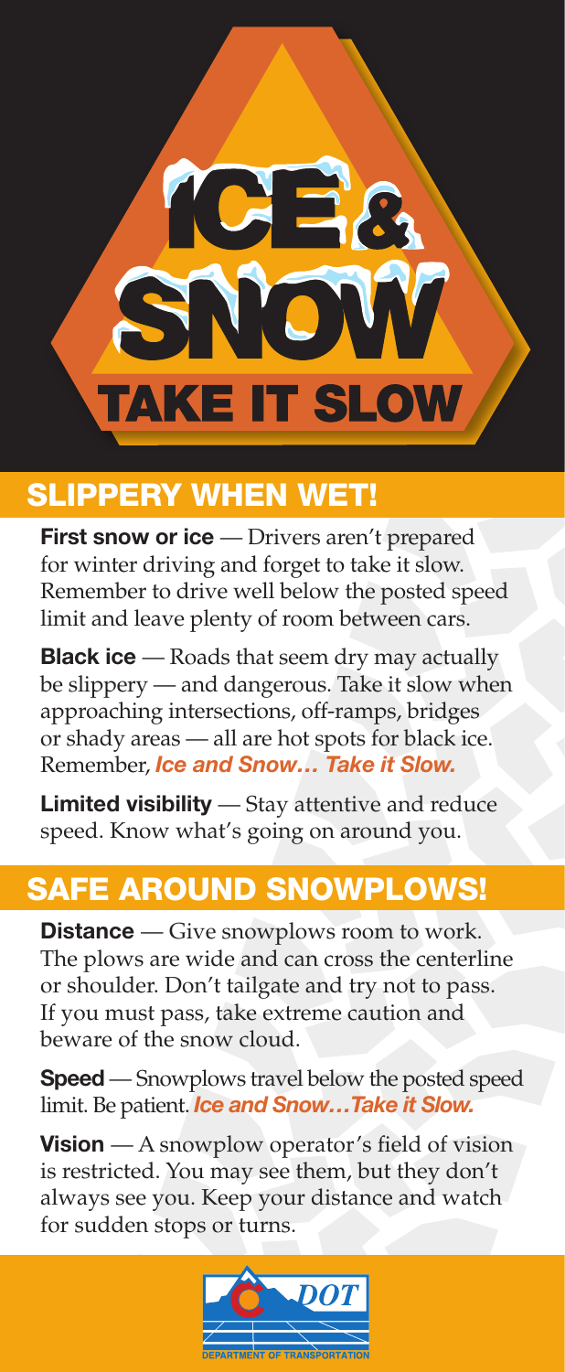# ICE & SNOW

## TAKE IT SLOW

## SLIPPERY WHEN WET!

**First snow or ice** — Drivers aren't prepared for winter driving and forget to take it slow. Remember to drive well below the posted speed limit and leave plenty of room between cars.

**Black ice** — Roads that seem dry may actually be slippery — and dangerous. Take it slow when approaching intersections, off-ramps, bridges or shady areas — all are hot spots for black ice. Remember, ***Ice and Snow… Take it Slow.***

**Limited visibility** — Stay attentive and reduce speed. Know what's going on around you.

## SAFE AROUND SNOWPLOWS!

**Distance** — Give snowplows room to work. The plows are wide and can cross the centerline or shoulder. Don't tailgate and try not to pass. If you must pass, take extreme caution and beware of the snow cloud.

**Speed** — Snowplows travel below the posted speed limit. Be patient. ***Ice and Snow…Take it Slow.***

**Vision** — A snowplow operator's field of vision is restricted. You may see them, but they don't always see you. Keep your distance and watch for sudden stops or turns.

DOT
DEPARTMENT OF TRANSPORTATION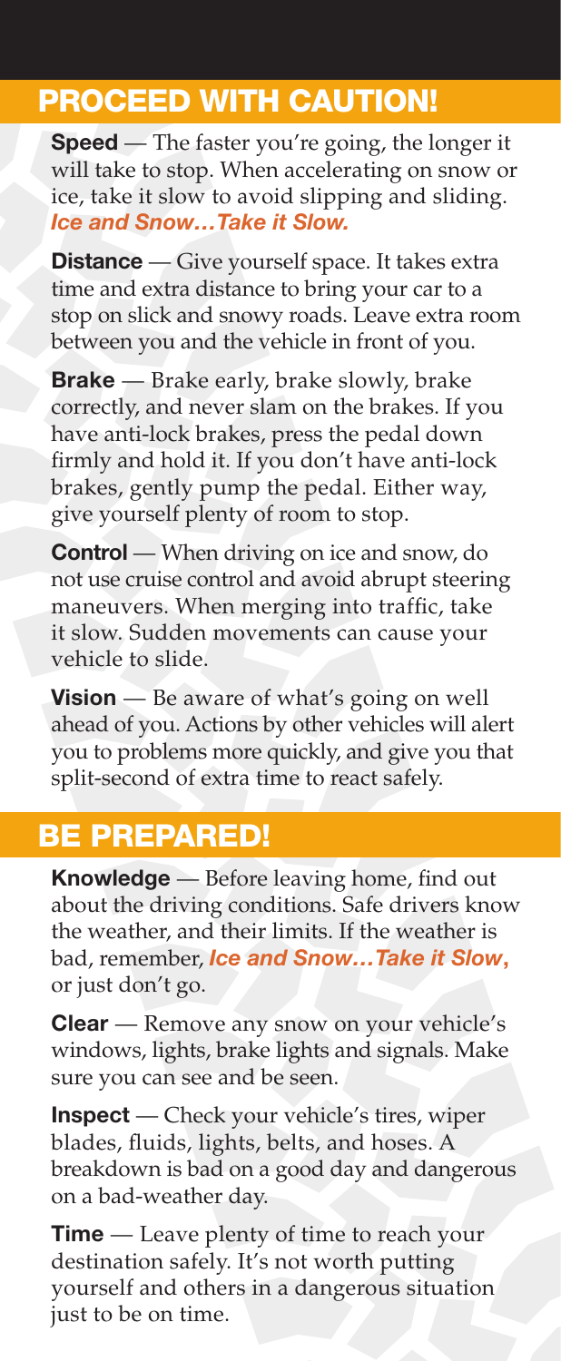## PROCEED WITH CAUTION!

**Speed** — The faster you're going, the longer it will take to stop. When accelerating on snow or ice, take it slow to avoid slipping and sliding. ***Ice and Snow…Take it Slow.***

**Distance** — Give yourself space. It takes extra time and extra distance to bring your car to a stop on slick and snowy roads. Leave extra room between you and the vehicle in front of you.

**Brake** — Brake early, brake slowly, brake correctly, and never slam on the brakes. If you have anti-lock brakes, press the pedal down firmly and hold it. If you don't have anti-lock brakes, gently pump the pedal. Either way, give yourself plenty of room to stop.

**Control** — When driving on ice and snow, do not use cruise control and avoid abrupt steering maneuvers. When merging into traffic, take it slow. Sudden movements can cause your vehicle to slide.

**Vision** — Be aware of what's going on well ahead of you. Actions by other vehicles will alert you to problems more quickly, and give you that split-second of extra time to react safely.

## BE PREPARED!

**Knowledge** — Before leaving home, find out about the driving conditions. Safe drivers know the weather, and their limits. If the weather is bad, remember, ***Ice and Snow…Take it Slow*****,** or just don't go.

**Clear** — Remove any snow on your vehicle's windows, lights, brake lights and signals. Make sure you can see and be seen.

**Inspect** — Check your vehicle's tires, wiper blades, fluids, lights, belts, and hoses. A breakdown is bad on a good day and dangerous on a bad-weather day.

**Time** — Leave plenty of time to reach your destination safely. It's not worth putting yourself and others in a dangerous situation just to be on time.